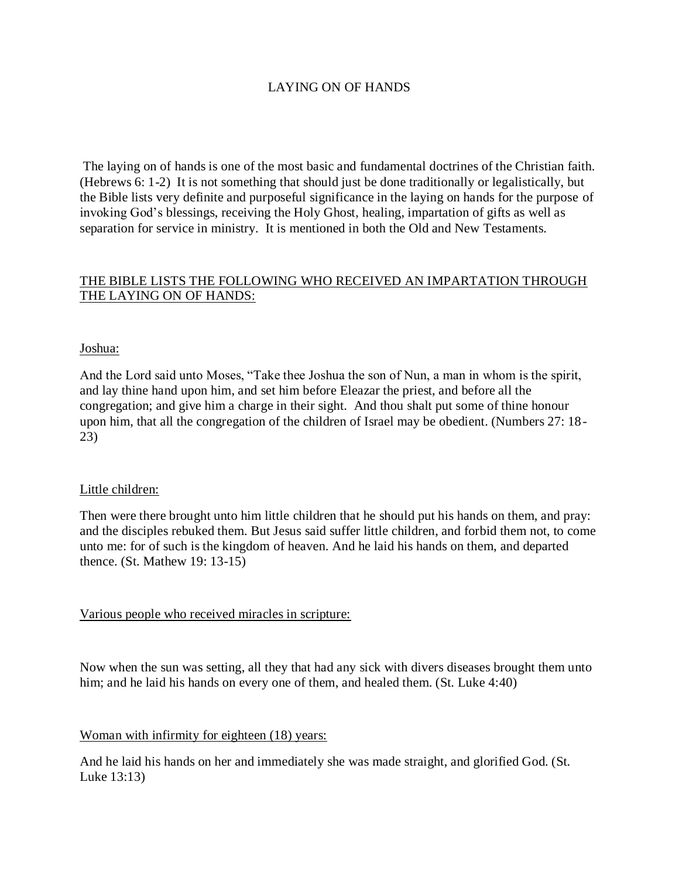# LAYING ON OF HANDS

The laying on of hands is one of the most basic and fundamental doctrines of the Christian faith. (Hebrews 6: 1-2) It is not something that should just be done traditionally or legalistically, but the Bible lists very definite and purposeful significance in the laying on hands for the purpose of invoking God's blessings, receiving the Holy Ghost, healing, impartation of gifts as well as separation for service in ministry. It is mentioned in both the Old and New Testaments.

## <u>THE BIBLE LISTS THE FOLLOWING WHO RECEIVED AN IMPARTATION THROUGH THE LAYING ON OF HANDS:</u>

<u>Joshua:</u>

And the Lord said unto Moses, "Take thee Joshua the son of Nun, a man in whom is the spirit, and lay thine hand upon him, and set him before Eleazar the priest, and before all the congregation; and give him a charge in their sight. And thou shalt put some of thine honour upon him, that all the congregation of the children of Israel may be obedient. (Numbers 27: 18-23)

<u>Little children:</u>

Then were there brought unto him little children that he should put his hands on them, and pray: and the disciples rebuked them. But Jesus said suffer little children, and forbid them not, to come unto me: for of such is the kingdom of heaven. And he laid his hands on them, and departed thence. (St. Mathew 19: 13-15)

<u>Various people who received miracles in scripture:</u>

Now when the sun was setting, all they that had any sick with divers diseases brought them unto him; and he laid his hands on every one of them, and healed them. (St. Luke 4:40)

<u>Woman with infirmity for eighteen (18) years:</u>

And he laid his hands on her and immediately she was made straight, and glorified God. (St. Luke 13:13)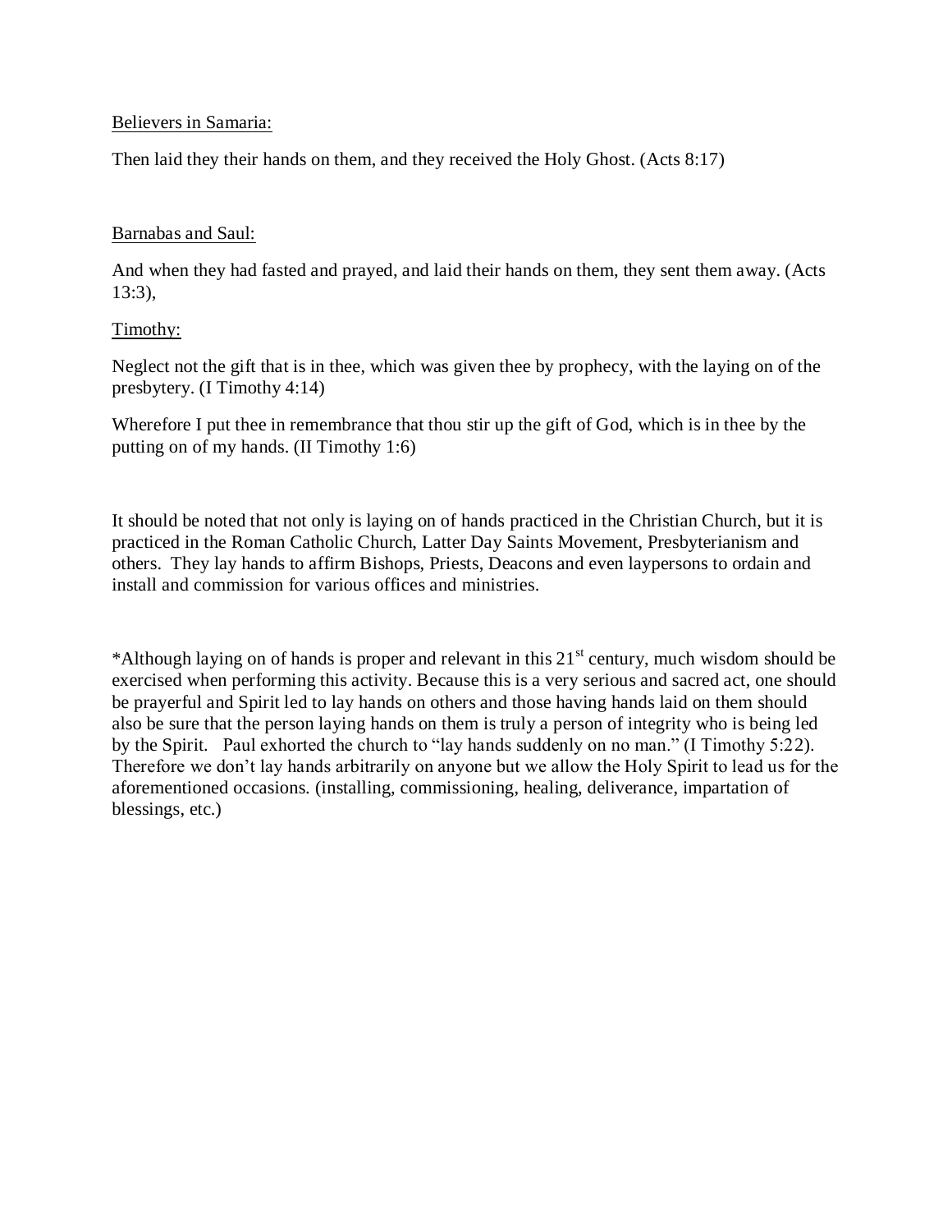<u>Believers in Samaria:</u>

Then laid they their hands on them, and they received the Holy Ghost. (Acts 8:17)

<u>Barnabas and Saul:</u>

And when they had fasted and prayed, and laid their hands on them, they sent them away. (Acts 13:3),

<u>Timothy:</u>

Neglect not the gift that is in thee, which was given thee by prophecy, with the laying on of the presbytery. (I Timothy 4:14)

Wherefore I put thee in remembrance that thou stir up the gift of God, which is in thee by the putting on of my hands. (II Timothy 1:6)

It should be noted that not only is laying on of hands practiced in the Christian Church, but it is practiced in the Roman Catholic Church, Latter Day Saints Movement, Presbyterianism and others. They lay hands to affirm Bishops, Priests, Deacons and even laypersons to ordain and install and commission for various offices and ministries.

*Although laying on of hands is proper and relevant in this 21st century, much wisdom should be exercised when performing this activity. Because this is a very serious and sacred act, one should be prayerful and Spirit led to lay hands on others and those having hands laid on them should also be sure that the person laying hands on them is truly a person of integrity who is being led by the Spirit. Paul exhorted the church to "lay hands suddenly on no man." (I Timothy 5:22). Therefore we don't lay hands arbitrarily on anyone but we allow the Holy Spirit to lead us for the aforementioned occasions. (installing, commissioning, healing, deliverance, impartation of blessings, etc.)